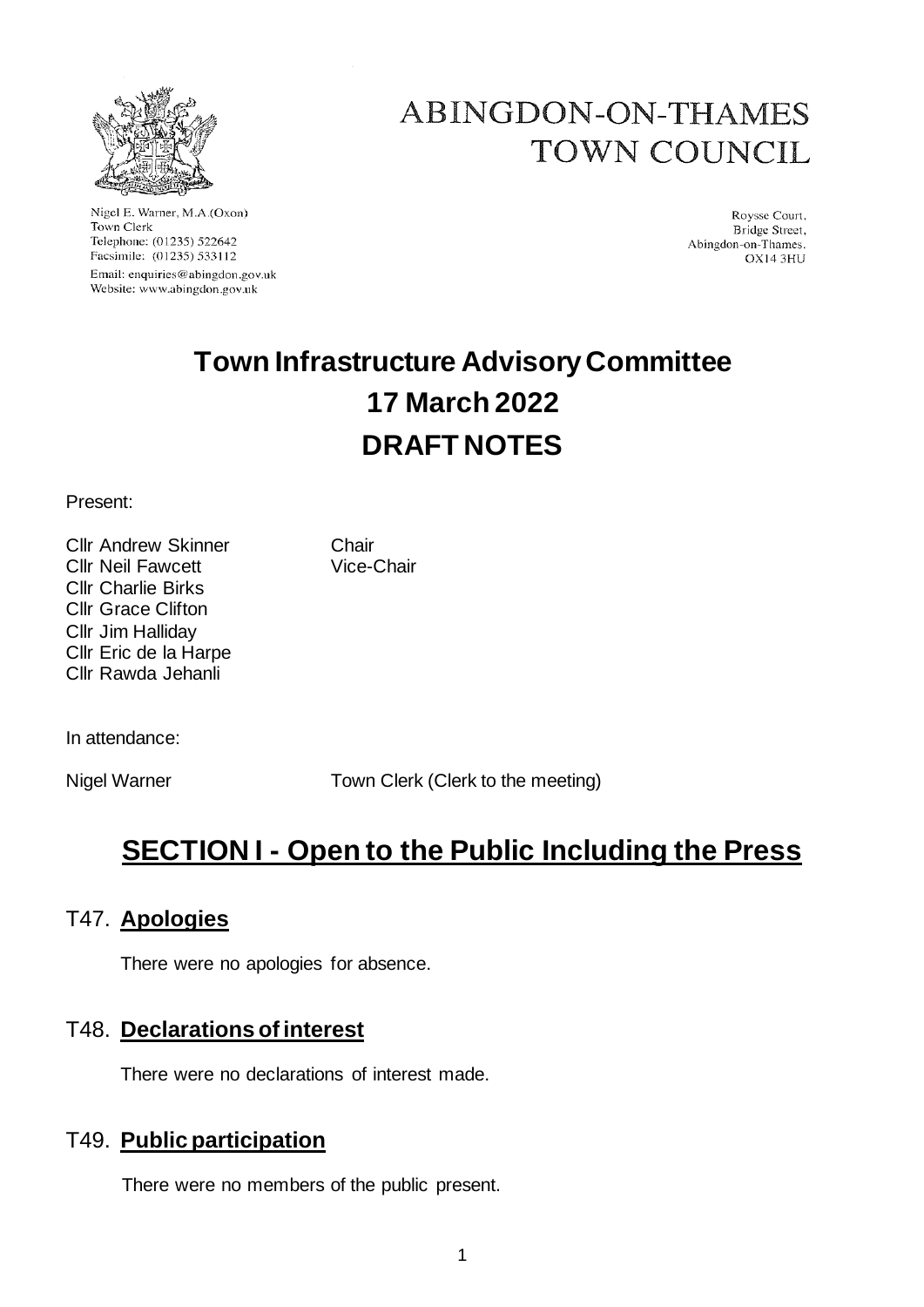# ABINGDON-ON-THAMES TOWN COUNCIL

Nigel E. Warner, M.A.(Oxon)
Town Clerk
Telephone: (01235) 522642
Facsimile: (01235) 533112
Email: enquiries@abingdon.gov.uk
Website: www.abingdon.gov.uk

Roysse Court,
Bridge Street,
Abingdon-on-Thames.
OX14 3HU

# Town Infrastructure Advisory Committee
# 17 March 2022
# DRAFT NOTES

Present:

| | |
|---|---|
| Cllr Andrew Skinner | Chair |
| Cllr Neil Fawcett | Vice-Chair |
| Cllr Charlie Birks | |
| Cllr Grace Clifton | |
| Cllr Jim Halliday | |
| Cllr Eric de la Harpe | |
| Cllr Rawda Jehanli | |

In attendance:

| | |
|---|---|
| Nigel Warner | Town Clerk (Clerk to the meeting) |

## SECTION I - Open to the Public Including the Press

### T47. Apologies

There were no apologies for absence.

### T48. Declarations of interest

There were no declarations of interest made.

### T49. Public participation

There were no members of the public present.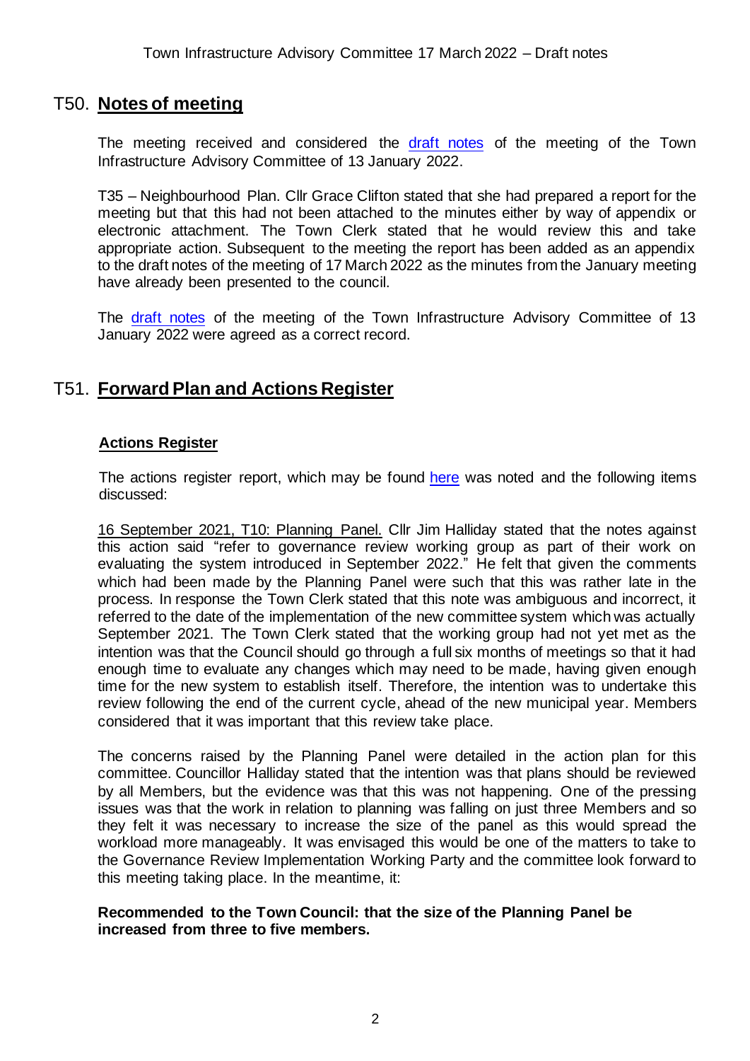## T50. **Notes of meeting**

The meeting received and considered the draft notes of the meeting of the Town Infrastructure Advisory Committee of 13 January 2022.

T35 – Neighbourhood Plan. Cllr Grace Clifton stated that she had prepared a report for the meeting but that this had not been attached to the minutes either by way of appendix or electronic attachment. The Town Clerk stated that he would review this and take appropriate action. Subsequent to the meeting the report has been added as an appendix to the draft notes of the meeting of 17 March 2022 as the minutes from the January meeting have already been presented to the council.

The draft notes of the meeting of the Town Infrastructure Advisory Committee of 13 January 2022 were agreed as a correct record.

## T51. **Forward Plan and Actions Register**

### **Actions Register**

The actions register report, which may be found here was noted and the following items discussed:

16 September 2021, T10: Planning Panel. Cllr Jim Halliday stated that the notes against this action said "refer to governance review working group as part of their work on evaluating the system introduced in September 2022." He felt that given the comments which had been made by the Planning Panel were such that this was rather late in the process. In response the Town Clerk stated that this note was ambiguous and incorrect, it referred to the date of the implementation of the new committee system which was actually September 2021. The Town Clerk stated that the working group had not yet met as the intention was that the Council should go through a full six months of meetings so that it had enough time to evaluate any changes which may need to be made, having given enough time for the new system to establish itself. Therefore, the intention was to undertake this review following the end of the current cycle, ahead of the new municipal year. Members considered that it was important that this review take place.

The concerns raised by the Planning Panel were detailed in the action plan for this committee. Councillor Halliday stated that the intention was that plans should be reviewed by all Members, but the evidence was that this was not happening. One of the pressing issues was that the work in relation to planning was falling on just three Members and so they felt it was necessary to increase the size of the panel as this would spread the workload more manageably. It was envisaged this would be one of the matters to take to the Governance Review Implementation Working Party and the committee look forward to this meeting taking place. In the meantime, it:

**Recommended to the Town Council: that the size of the Planning Panel be increased from three to five members.**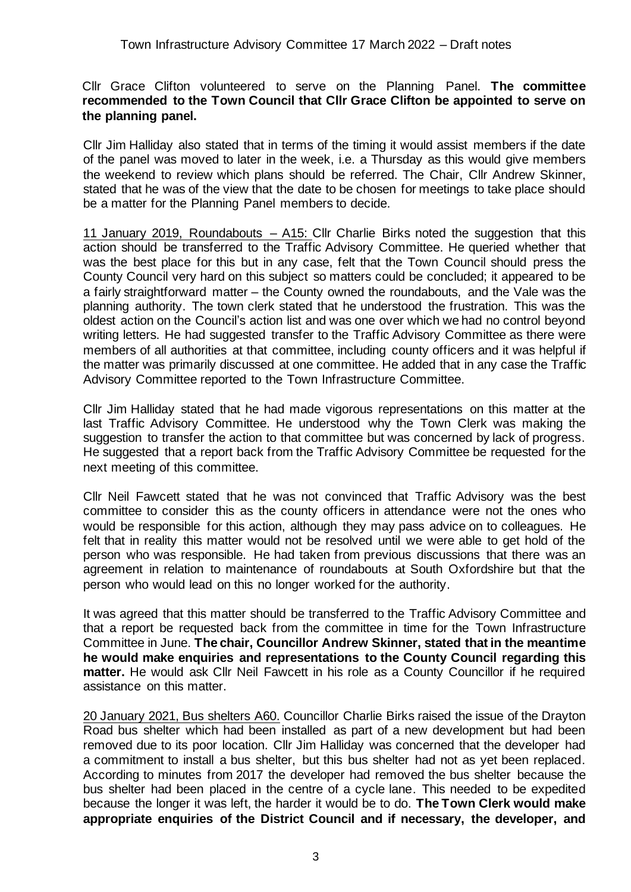Cllr Grace Clifton volunteered to serve on the Planning Panel. **The committee recommended to the Town Council that Cllr Grace Clifton be appointed to serve on the planning panel.**

Cllr Jim Halliday also stated that in terms of the timing it would assist members if the date of the panel was moved to later in the week, i.e. a Thursday as this would give members the weekend to review which plans should be referred. The Chair, Cllr Andrew Skinner, stated that he was of the view that the date to be chosen for meetings to take place should be a matter for the Planning Panel members to decide.

11 January 2019, Roundabouts – A15: Cllr Charlie Birks noted the suggestion that this action should be transferred to the Traffic Advisory Committee. He queried whether that was the best place for this but in any case, felt that the Town Council should press the County Council very hard on this subject so matters could be concluded; it appeared to be a fairly straightforward matter – the County owned the roundabouts, and the Vale was the planning authority. The town clerk stated that he understood the frustration. This was the oldest action on the Council's action list and was one over which we had no control beyond writing letters. He had suggested transfer to the Traffic Advisory Committee as there were members of all authorities at that committee, including county officers and it was helpful if the matter was primarily discussed at one committee. He added that in any case the Traffic Advisory Committee reported to the Town Infrastructure Committee.

Cllr Jim Halliday stated that he had made vigorous representations on this matter at the last Traffic Advisory Committee. He understood why the Town Clerk was making the suggestion to transfer the action to that committee but was concerned by lack of progress. He suggested that a report back from the Traffic Advisory Committee be requested for the next meeting of this committee.

Cllr Neil Fawcett stated that he was not convinced that Traffic Advisory was the best committee to consider this as the county officers in attendance were not the ones who would be responsible for this action, although they may pass advice on to colleagues. He felt that in reality this matter would not be resolved until we were able to get hold of the person who was responsible. He had taken from previous discussions that there was an agreement in relation to maintenance of roundabouts at South Oxfordshire but that the person who would lead on this no longer worked for the authority.

It was agreed that this matter should be transferred to the Traffic Advisory Committee and that a report be requested back from the committee in time for the Town Infrastructure Committee in June. **The chair, Councillor Andrew Skinner, stated that in the meantime he would make enquiries and representations to the County Council regarding this matter.** He would ask Cllr Neil Fawcett in his role as a County Councillor if he required assistance on this matter.

20 January 2021, Bus shelters A60. Councillor Charlie Birks raised the issue of the Drayton Road bus shelter which had been installed as part of a new development but had been removed due to its poor location. Cllr Jim Halliday was concerned that the developer had a commitment to install a bus shelter, but this bus shelter had not as yet been replaced. According to minutes from 2017 the developer had removed the bus shelter because the bus shelter had been placed in the centre of a cycle lane. This needed to be expedited because the longer it was left, the harder it would be to do. **The Town Clerk would make appropriate enquiries of the District Council and if necessary, the developer, and**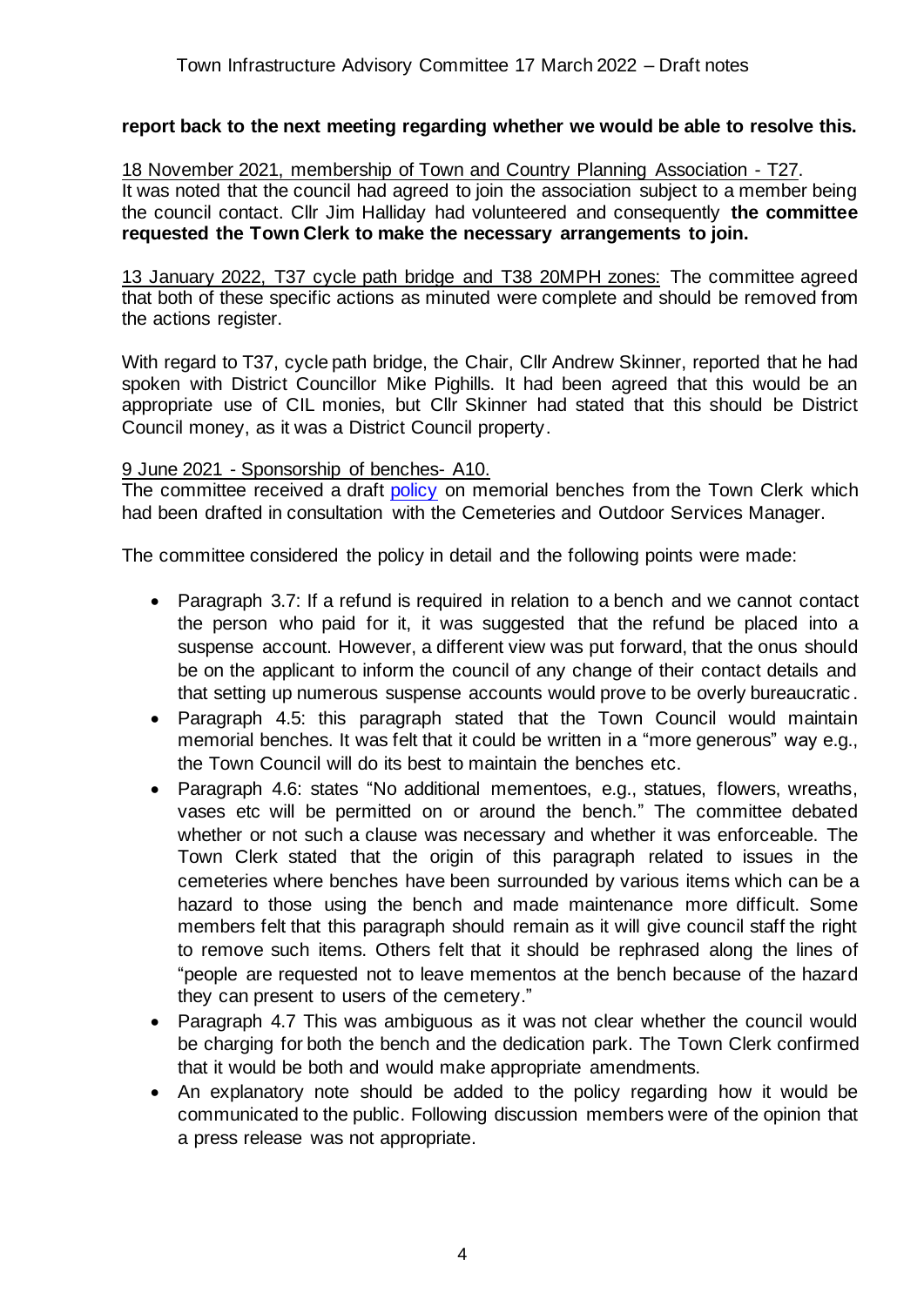**report back to the next meeting regarding whether we would be able to resolve this.**

18 November 2021, membership of Town and Country Planning Association - T27.
It was noted that the council had agreed to join the association subject to a member being the council contact. Cllr Jim Halliday had volunteered and consequently **the committee requested the Town Clerk to make the necessary arrangements to join.**

13 January 2022, T37 cycle path bridge and T38 20MPH zones: The committee agreed that both of these specific actions as minuted were complete and should be removed from the actions register.

With regard to T37, cycle path bridge, the Chair, Cllr Andrew Skinner, reported that he had spoken with District Councillor Mike Pighills. It had been agreed that this would be an appropriate use of CIL monies, but Cllr Skinner had stated that this should be District Council money, as it was a District Council property.

9 June 2021 - Sponsorship of benches- A10.
The committee received a draft policy on memorial benches from the Town Clerk which had been drafted in consultation with the Cemeteries and Outdoor Services Manager.

The committee considered the policy in detail and the following points were made:

- Paragraph 3.7: If a refund is required in relation to a bench and we cannot contact the person who paid for it, it was suggested that the refund be placed into a suspense account. However, a different view was put forward, that the onus should be on the applicant to inform the council of any change of their contact details and that setting up numerous suspense accounts would prove to be overly bureaucratic.
- Paragraph 4.5: this paragraph stated that the Town Council would maintain memorial benches. It was felt that it could be written in a "more generous" way e.g., the Town Council will do its best to maintain the benches etc.
- Paragraph 4.6: states "No additional mementoes, e.g., statues, flowers, wreaths, vases etc will be permitted on or around the bench." The committee debated whether or not such a clause was necessary and whether it was enforceable. The Town Clerk stated that the origin of this paragraph related to issues in the cemeteries where benches have been surrounded by various items which can be a hazard to those using the bench and made maintenance more difficult. Some members felt that this paragraph should remain as it will give council staff the right to remove such items. Others felt that it should be rephrased along the lines of "people are requested not to leave mementos at the bench because of the hazard they can present to users of the cemetery."
- Paragraph 4.7 This was ambiguous as it was not clear whether the council would be charging for both the bench and the dedication park. The Town Clerk confirmed that it would be both and would make appropriate amendments.
- An explanatory note should be added to the policy regarding how it would be communicated to the public. Following discussion members were of the opinion that a press release was not appropriate.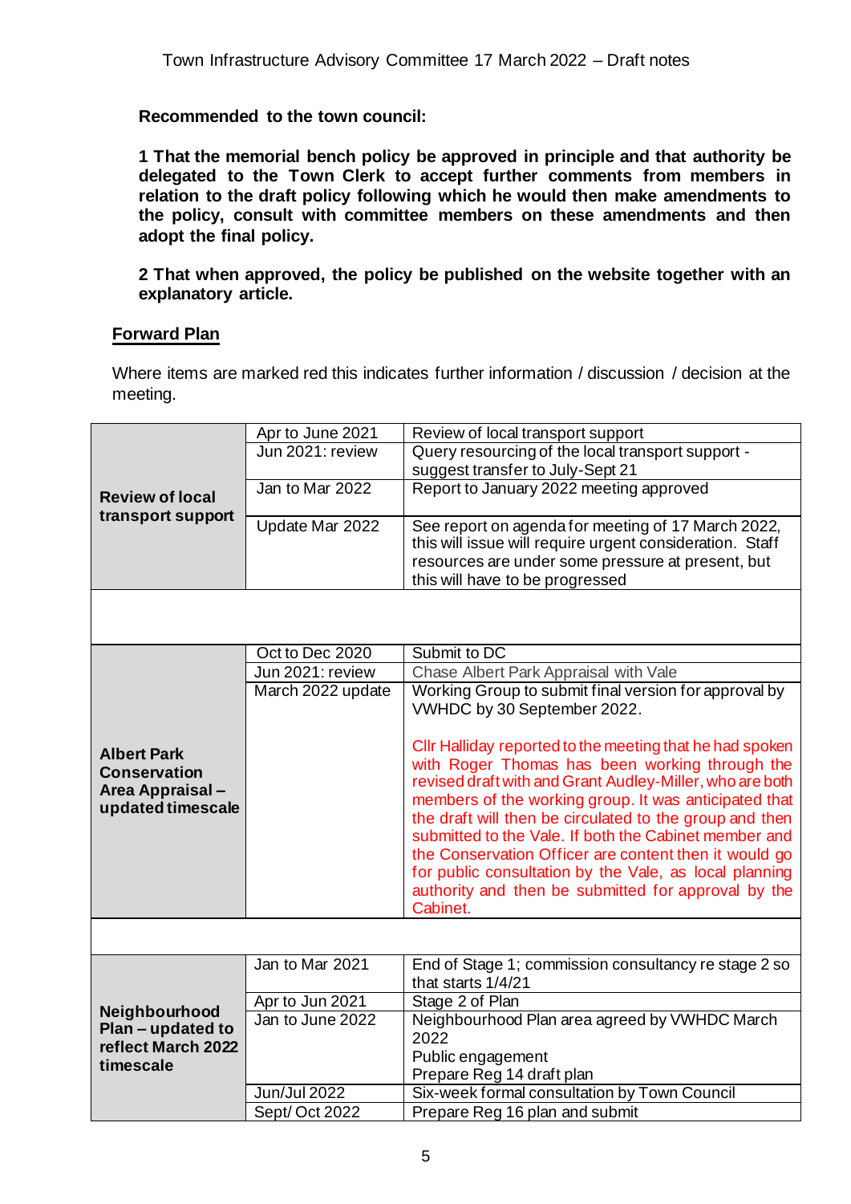**Recommended to the town council:**

**1 That the memorial bench policy be approved in principle and that authority be delegated to the Town Clerk to accept further comments from members in relation to the draft policy following which he would then make amendments to the policy, consult with committee members on these amendments and then adopt the final policy.**

**2 That when approved, the policy be published on the website together with an explanatory article.**

## Forward Plan

Where items are marked red this indicates further information / discussion / decision at the meeting.

| | | |
|---|---|---|
| **Review of local transport support** | Apr to June 2021 | Review of local transport support |
| | Jun 2021: review | Query resourcing of the local transport support - suggest transfer to July-Sept 21 |
| | Jan to Mar 2022 | Report to January 2022 meeting approved |
| | Update Mar 2022 | See report on agenda for meeting of 17 March 2022, this will issue will require urgent consideration. Staff resources are under some pressure at present, but this will have to be progressed |
| | | |
| **Albert Park Conservation Area Appraisal – updated timescale** | Oct to Dec 2020 | Submit to DC |
| | Jun 2021: review | Chase Albert Park Appraisal with Vale |
| | March 2022 update | Working Group to submit final version for approval by VWHDC by 30 September 2022.<br><br>Cllr Halliday reported to the meeting that he had spoken with Roger Thomas has been working through the revised draft with and Grant Audley-Miller, who are both members of the working group. It was anticipated that the draft will then be circulated to the group and then submitted to the Vale. If both the Cabinet member and the Conservation Officer are content then it would go for public consultation by the Vale, as local planning authority and then be submitted for approval by the Cabinet. |
| | | |
| **Neighbourhood Plan – updated to reflect March 2022 timescale** | Jan to Mar 2021 | End of Stage 1; commission consultancy re stage 2 so that starts 1/4/21 |
| | Apr to Jun 2021 | Stage 2 of Plan |
| | Jan to June 2022 | Neighbourhood Plan area agreed by VWHDC March 2022<br>Public engagement<br>Prepare Reg 14 draft plan |
| | Jun/Jul 2022 | Six-week formal consultation by Town Council |
| | Sept/ Oct 2022 | Prepare Reg 16 plan and submit |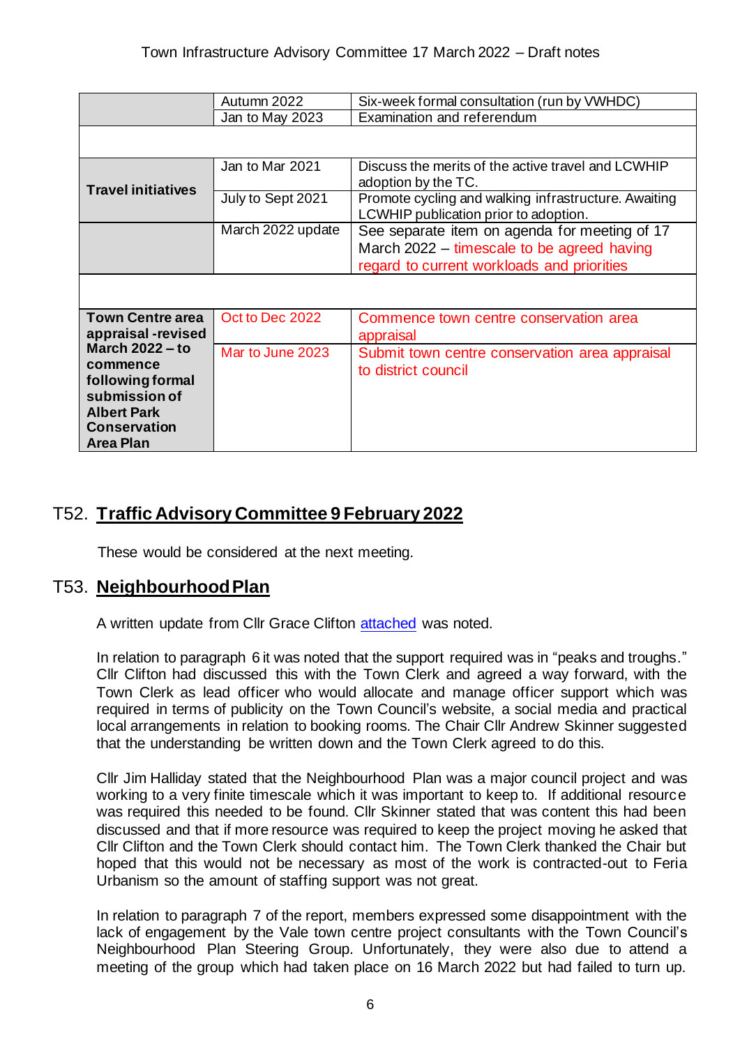| | | |
|---|---|---|
| | Autumn 2022 | Six-week formal consultation (run by VWHDC) |
| | Jan to May 2023 | Examination and referendum |
| | | |
| **Travel initiatives** | Jan to Mar 2021 | Discuss the merits of the active travel and LCWHIP adoption by the TC. |
| | July to Sept 2021 | Promote cycling and walking infrastructure. Awaiting LCWHIP publication prior to adoption. |
| | March 2022 update | See separate item on agenda for meeting of 17 March 2022 – timescale to be agreed having regard to current workloads and priorities |
| | | |
| **Town Centre area appraisal -revised March 2022 – to commence following formal submission of Albert Park Conservation Area Plan** | Oct to Dec 2022 | Commence town centre conservation area appraisal |
| | Mar to June 2023 | Submit town centre conservation area appraisal to district council |

## T52. Traffic Advisory Committee 9 February 2022

These would be considered at the next meeting.

## T53. Neighbourhood Plan

A written update from Cllr Grace Clifton attached was noted.

In relation to paragraph 6 it was noted that the support required was in "peaks and troughs." Cllr Clifton had discussed this with the Town Clerk and agreed a way forward, with the Town Clerk as lead officer who would allocate and manage officer support which was required in terms of publicity on the Town Council's website, a social media and practical local arrangements in relation to booking rooms. The Chair Cllr Andrew Skinner suggested that the understanding be written down and the Town Clerk agreed to do this.

Cllr Jim Halliday stated that the Neighbourhood Plan was a major council project and was working to a very finite timescale which it was important to keep to. If additional resource was required this needed to be found. Cllr Skinner stated that was content this had been discussed and that if more resource was required to keep the project moving he asked that Cllr Clifton and the Town Clerk should contact him. The Town Clerk thanked the Chair but hoped that this would not be necessary as most of the work is contracted-out to Feria Urbanism so the amount of staffing support was not great.

In relation to paragraph 7 of the report, members expressed some disappointment with the lack of engagement by the Vale town centre project consultants with the Town Council's Neighbourhood Plan Steering Group. Unfortunately, they were also due to attend a meeting of the group which had taken place on 16 March 2022 but had failed to turn up.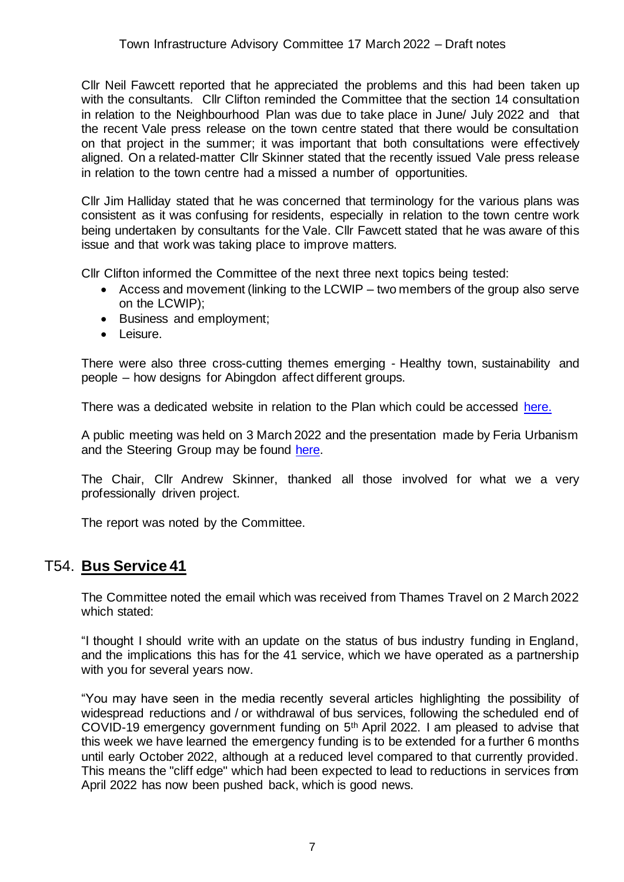Cllr Neil Fawcett reported that he appreciated the problems and this had been taken up with the consultants. Cllr Clifton reminded the Committee that the section 14 consultation in relation to the Neighbourhood Plan was due to take place in June/ July 2022 and that the recent Vale press release on the town centre stated that there would be consultation on that project in the summer; it was important that both consultations were effectively aligned. On a related-matter Cllr Skinner stated that the recently issued Vale press release in relation to the town centre had a missed a number of opportunities.

Cllr Jim Halliday stated that he was concerned that terminology for the various plans was consistent as it was confusing for residents, especially in relation to the town centre work being undertaken by consultants for the Vale. Cllr Fawcett stated that he was aware of this issue and that work was taking place to improve matters.

Cllr Clifton informed the Committee of the next three next topics being tested:

- Access and movement (linking to the LCWIP – two members of the group also serve on the LCWIP);
- Business and employment;
- Leisure.

There were also three cross-cutting themes emerging - Healthy town, sustainability and people – how designs for Abingdon affect different groups.

There was a dedicated website in relation to the Plan which could be accessed here.

A public meeting was held on 3 March 2022 and the presentation made by Feria Urbanism and the Steering Group may be found here.

The Chair, Cllr Andrew Skinner, thanked all those involved for what we a very professionally driven project.

The report was noted by the Committee.

## T54. **Bus Service 41**

The Committee noted the email which was received from Thames Travel on 2 March 2022 which stated:

"I thought I should write with an update on the status of bus industry funding in England, and the implications this has for the 41 service, which we have operated as a partnership with you for several years now.

"You may have seen in the media recently several articles highlighting the possibility of widespread reductions and / or withdrawal of bus services, following the scheduled end of COVID-19 emergency government funding on 5th April 2022. I am pleased to advise that this week we have learned the emergency funding is to be extended for a further 6 months until early October 2022, although at a reduced level compared to that currently provided. This means the "cliff edge" which had been expected to lead to reductions in services from April 2022 has now been pushed back, which is good news.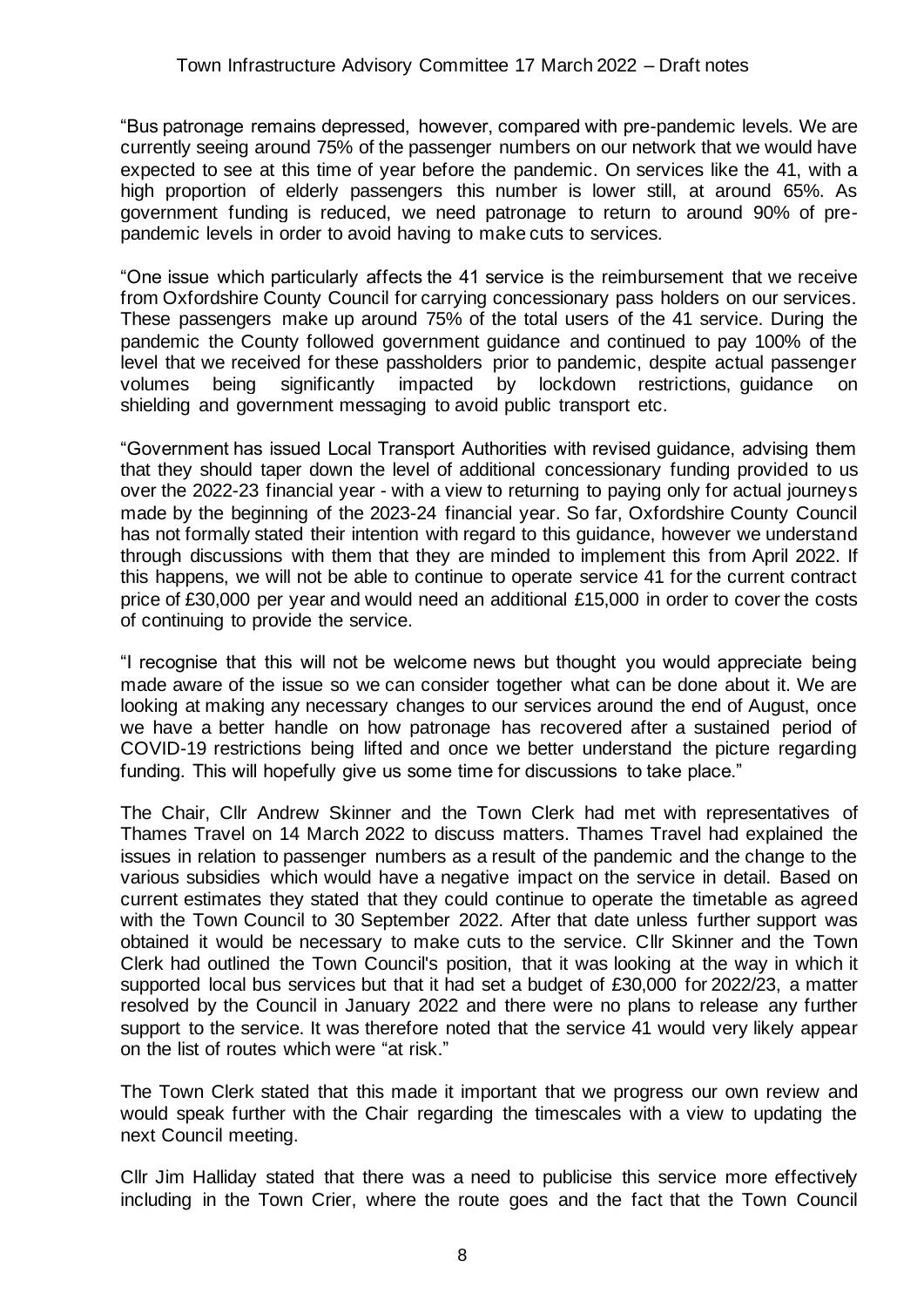"Bus patronage remains depressed, however, compared with pre-pandemic levels. We are currently seeing around 75% of the passenger numbers on our network that we would have expected to see at this time of year before the pandemic. On services like the 41, with a high proportion of elderly passengers this number is lower still, at around 65%. As government funding is reduced, we need patronage to return to around 90% of pre-pandemic levels in order to avoid having to make cuts to services.

"One issue which particularly affects the 41 service is the reimbursement that we receive from Oxfordshire County Council for carrying concessionary pass holders on our services. These passengers make up around 75% of the total users of the 41 service. During the pandemic the County followed government guidance and continued to pay 100% of the level that we received for these passholders prior to pandemic, despite actual passenger volumes being significantly impacted by lockdown restrictions, guidance on shielding and government messaging to avoid public transport etc.

"Government has issued Local Transport Authorities with revised guidance, advising them that they should taper down the level of additional concessionary funding provided to us over the 2022-23 financial year - with a view to returning to paying only for actual journeys made by the beginning of the 2023-24 financial year. So far, Oxfordshire County Council has not formally stated their intention with regard to this guidance, however we understand through discussions with them that they are minded to implement this from April 2022. If this happens, we will not be able to continue to operate service 41 for the current contract price of £30,000 per year and would need an additional £15,000 in order to cover the costs of continuing to provide the service.

"I recognise that this will not be welcome news but thought you would appreciate being made aware of the issue so we can consider together what can be done about it. We are looking at making any necessary changes to our services around the end of August, once we have a better handle on how patronage has recovered after a sustained period of COVID-19 restrictions being lifted and once we better understand the picture regarding funding. This will hopefully give us some time for discussions to take place."

The Chair, Cllr Andrew Skinner and the Town Clerk had met with representatives of Thames Travel on 14 March 2022 to discuss matters. Thames Travel had explained the issues in relation to passenger numbers as a result of the pandemic and the change to the various subsidies which would have a negative impact on the service in detail. Based on current estimates they stated that they could continue to operate the timetable as agreed with the Town Council to 30 September 2022. After that date unless further support was obtained it would be necessary to make cuts to the service. Cllr Skinner and the Town Clerk had outlined the Town Council's position, that it was looking at the way in which it supported local bus services but that it had set a budget of £30,000 for 2022/23, a matter resolved by the Council in January 2022 and there were no plans to release any further support to the service. It was therefore noted that the service 41 would very likely appear on the list of routes which were "at risk."

The Town Clerk stated that this made it important that we progress our own review and would speak further with the Chair regarding the timescales with a view to updating the next Council meeting.

Cllr Jim Halliday stated that there was a need to publicise this service more effectively including in the Town Crier, where the route goes and the fact that the Town Council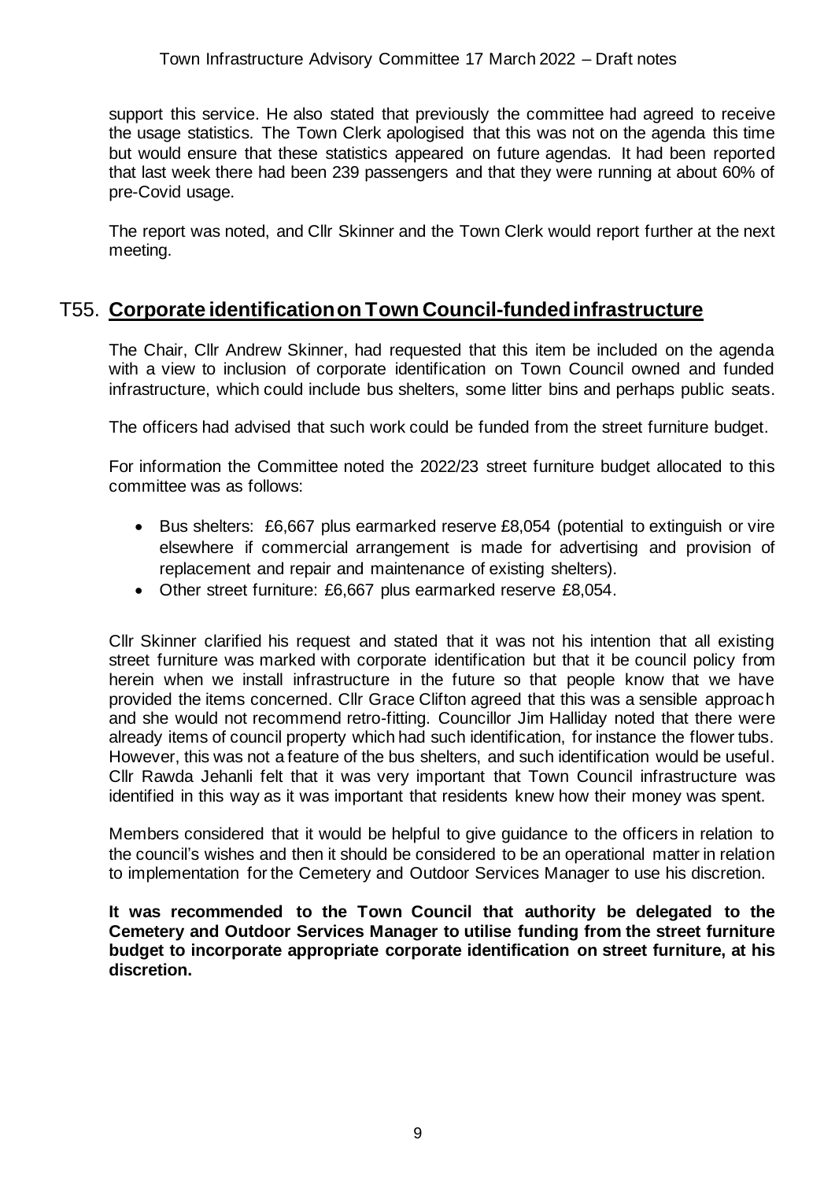support this service. He also stated that previously the committee had agreed to receive the usage statistics. The Town Clerk apologised that this was not on the agenda this time but would ensure that these statistics appeared on future agendas. It had been reported that last week there had been 239 passengers and that they were running at about 60% of pre-Covid usage.

The report was noted, and Cllr Skinner and the Town Clerk would report further at the next meeting.

## T55. Corporate identification on Town Council-funded infrastructure

The Chair, Cllr Andrew Skinner, had requested that this item be included on the agenda with a view to inclusion of corporate identification on Town Council owned and funded infrastructure, which could include bus shelters, some litter bins and perhaps public seats.

The officers had advised that such work could be funded from the street furniture budget.

For information the Committee noted the 2022/23 street furniture budget allocated to this committee was as follows:

- Bus shelters: £6,667 plus earmarked reserve £8,054 (potential to extinguish or vire elsewhere if commercial arrangement is made for advertising and provision of replacement and repair and maintenance of existing shelters).
- Other street furniture: £6,667 plus earmarked reserve £8,054.

Cllr Skinner clarified his request and stated that it was not his intention that all existing street furniture was marked with corporate identification but that it be council policy from herein when we install infrastructure in the future so that people know that we have provided the items concerned. Cllr Grace Clifton agreed that this was a sensible approach and she would not recommend retro-fitting. Councillor Jim Halliday noted that there were already items of council property which had such identification, for instance the flower tubs. However, this was not a feature of the bus shelters, and such identification would be useful. Cllr Rawda Jehanli felt that it was very important that Town Council infrastructure was identified in this way as it was important that residents knew how their money was spent.

Members considered that it would be helpful to give guidance to the officers in relation to the council's wishes and then it should be considered to be an operational matter in relation to implementation for the Cemetery and Outdoor Services Manager to use his discretion.

**It was recommended to the Town Council that authority be delegated to the Cemetery and Outdoor Services Manager to utilise funding from the street furniture budget to incorporate appropriate corporate identification on street furniture, at his discretion.**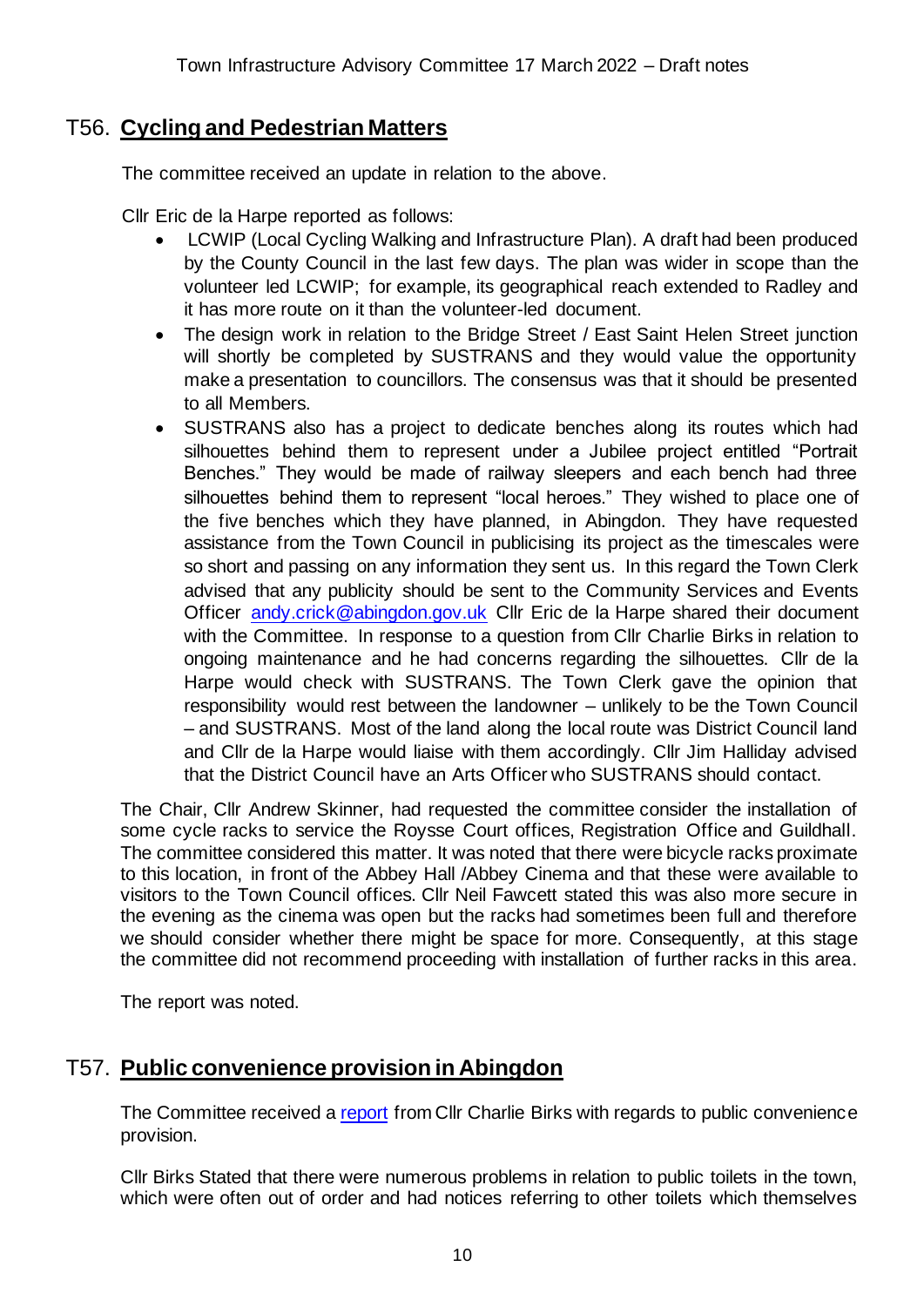## T56. **Cycling and Pedestrian Matters**

The committee received an update in relation to the above.

Cllr Eric de la Harpe reported as follows:

- LCWIP (Local Cycling Walking and Infrastructure Plan). A draft had been produced by the County Council in the last few days. The plan was wider in scope than the volunteer led LCWIP; for example, its geographical reach extended to Radley and it has more route on it than the volunteer-led document.
- The design work in relation to the Bridge Street / East Saint Helen Street junction will shortly be completed by SUSTRANS and they would value the opportunity make a presentation to councillors. The consensus was that it should be presented to all Members.
- SUSTRANS also has a project to dedicate benches along its routes which had silhouettes behind them to represent under a Jubilee project entitled "Portrait Benches." They would be made of railway sleepers and each bench had three silhouettes behind them to represent "local heroes." They wished to place one of the five benches which they have planned, in Abingdon. They have requested assistance from the Town Council in publicising its project as the timescales were so short and passing on any information they sent us. In this regard the Town Clerk advised that any publicity should be sent to the Community Services and Events Officer [andy.crick@abingdon.gov.uk](mailto:andy.crick@abingdon.gov.uk) Cllr Eric de la Harpe shared their document with the Committee. In response to a question from Cllr Charlie Birks in relation to ongoing maintenance and he had concerns regarding the silhouettes. Cllr de la Harpe would check with SUSTRANS. The Town Clerk gave the opinion that responsibility would rest between the landowner – unlikely to be the Town Council – and SUSTRANS. Most of the land along the local route was District Council land and Cllr de la Harpe would liaise with them accordingly. Cllr Jim Halliday advised that the District Council have an Arts Officer who SUSTRANS should contact.

The Chair, Cllr Andrew Skinner, had requested the committee consider the installation of some cycle racks to service the Roysse Court offices, Registration Office and Guildhall. The committee considered this matter. It was noted that there were bicycle racks proximate to this location, in front of the Abbey Hall /Abbey Cinema and that these were available to visitors to the Town Council offices. Cllr Neil Fawcett stated this was also more secure in the evening as the cinema was open but the racks had sometimes been full and therefore we should consider whether there might be space for more. Consequently, at this stage the committee did not recommend proceeding with installation of further racks in this area.

The report was noted.

## T57. **Public convenience provision in Abingdon**

The Committee received a report from Cllr Charlie Birks with regards to public convenience provision.

Cllr Birks Stated that there were numerous problems in relation to public toilets in the town, which were often out of order and had notices referring to other toilets which themselves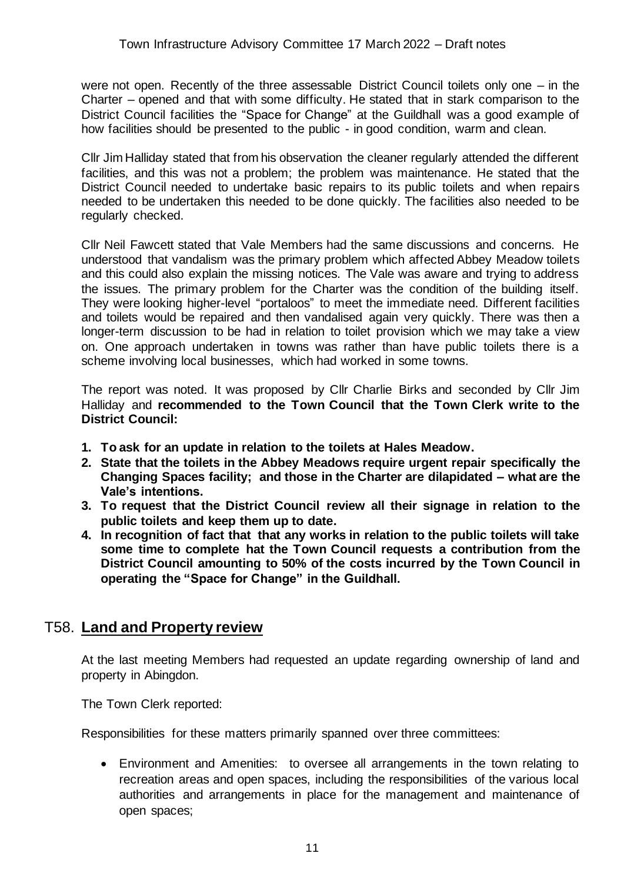were not open. Recently of the three assessable District Council toilets only one – in the Charter – opened and that with some difficulty. He stated that in stark comparison to the District Council facilities the "Space for Change" at the Guildhall was a good example of how facilities should be presented to the public - in good condition, warm and clean.

Cllr Jim Halliday stated that from his observation the cleaner regularly attended the different facilities, and this was not a problem; the problem was maintenance. He stated that the District Council needed to undertake basic repairs to its public toilets and when repairs needed to be undertaken this needed to be done quickly. The facilities also needed to be regularly checked.

Cllr Neil Fawcett stated that Vale Members had the same discussions and concerns. He understood that vandalism was the primary problem which affected Abbey Meadow toilets and this could also explain the missing notices. The Vale was aware and trying to address the issues. The primary problem for the Charter was the condition of the building itself. They were looking higher-level "portaloos" to meet the immediate need. Different facilities and toilets would be repaired and then vandalised again very quickly. There was then a longer-term discussion to be had in relation to toilet provision which we may take a view on. One approach undertaken in towns was rather than have public toilets there is a scheme involving local businesses, which had worked in some towns.

The report was noted. It was proposed by Cllr Charlie Birks and seconded by Cllr Jim Halliday and **recommended to the Town Council that the Town Clerk write to the District Council:**

1. **To ask for an update in relation to the toilets at Hales Meadow.**
2. **State that the toilets in the Abbey Meadows require urgent repair specifically the Changing Spaces facility; and those in the Charter are dilapidated – what are the Vale's intentions.**
3. **To request that the District Council review all their signage in relation to the public toilets and keep them up to date.**
4. **In recognition of fact that that any works in relation to the public toilets will take some time to complete hat the Town Council requests a contribution from the District Council amounting to 50% of the costs incurred by the Town Council in operating the "Space for Change" in the Guildhall.**

## T58. Land and Property review

At the last meeting Members had requested an update regarding ownership of land and property in Abingdon.

The Town Clerk reported:

Responsibilities for these matters primarily spanned over three committees:

- Environment and Amenities: to oversee all arrangements in the town relating to recreation areas and open spaces, including the responsibilities of the various local authorities and arrangements in place for the management and maintenance of open spaces;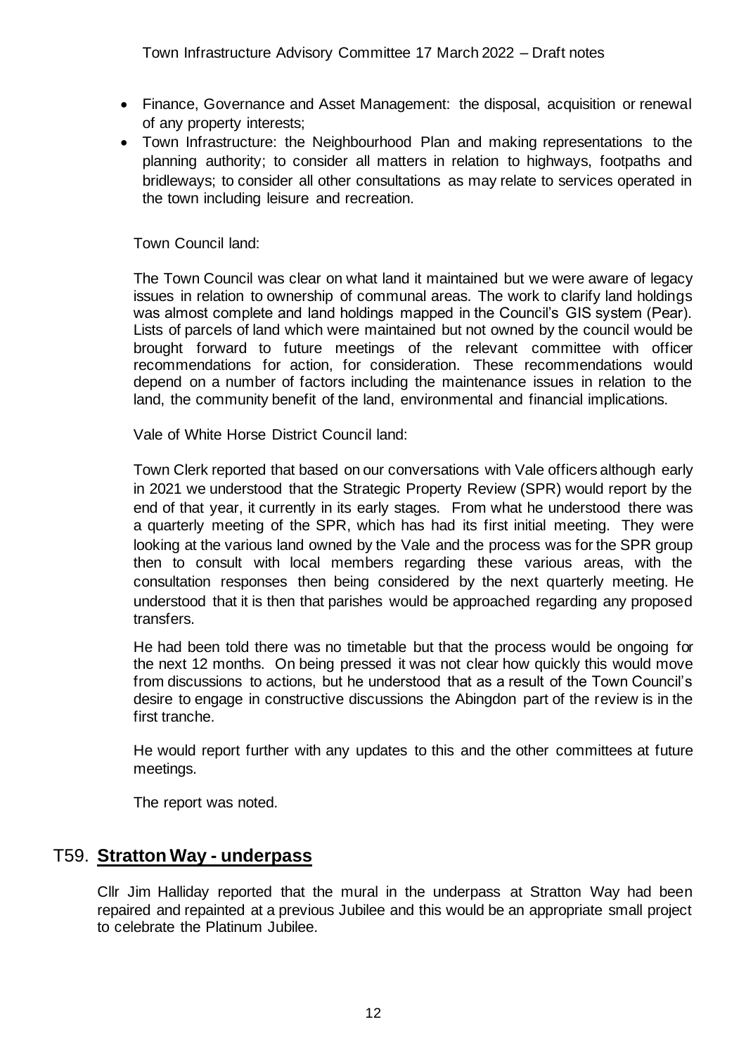- Finance, Governance and Asset Management: the disposal, acquisition or renewal of any property interests;
- Town Infrastructure: the Neighbourhood Plan and making representations to the planning authority; to consider all matters in relation to highways, footpaths and bridleways; to consider all other consultations as may relate to services operated in the town including leisure and recreation.

Town Council land:

The Town Council was clear on what land it maintained but we were aware of legacy issues in relation to ownership of communal areas. The work to clarify land holdings was almost complete and land holdings mapped in the Council's GIS system (Pear). Lists of parcels of land which were maintained but not owned by the council would be brought forward to future meetings of the relevant committee with officer recommendations for action, for consideration. These recommendations would depend on a number of factors including the maintenance issues in relation to the land, the community benefit of the land, environmental and financial implications.

Vale of White Horse District Council land:

Town Clerk reported that based on our conversations with Vale officers although early in 2021 we understood that the Strategic Property Review (SPR) would report by the end of that year, it currently in its early stages. From what he understood there was a quarterly meeting of the SPR, which has had its first initial meeting. They were looking at the various land owned by the Vale and the process was for the SPR group then to consult with local members regarding these various areas, with the consultation responses then being considered by the next quarterly meeting. He understood that it is then that parishes would be approached regarding any proposed transfers.

He had been told there was no timetable but that the process would be ongoing for the next 12 months. On being pressed it was not clear how quickly this would move from discussions to actions, but he understood that as a result of the Town Council's desire to engage in constructive discussions the Abingdon part of the review is in the first tranche.

He would report further with any updates to this and the other committees at future meetings.

The report was noted.

## T59. **Stratton Way - underpass**

Cllr Jim Halliday reported that the mural in the underpass at Stratton Way had been repaired and repainted at a previous Jubilee and this would be an appropriate small project to celebrate the Platinum Jubilee.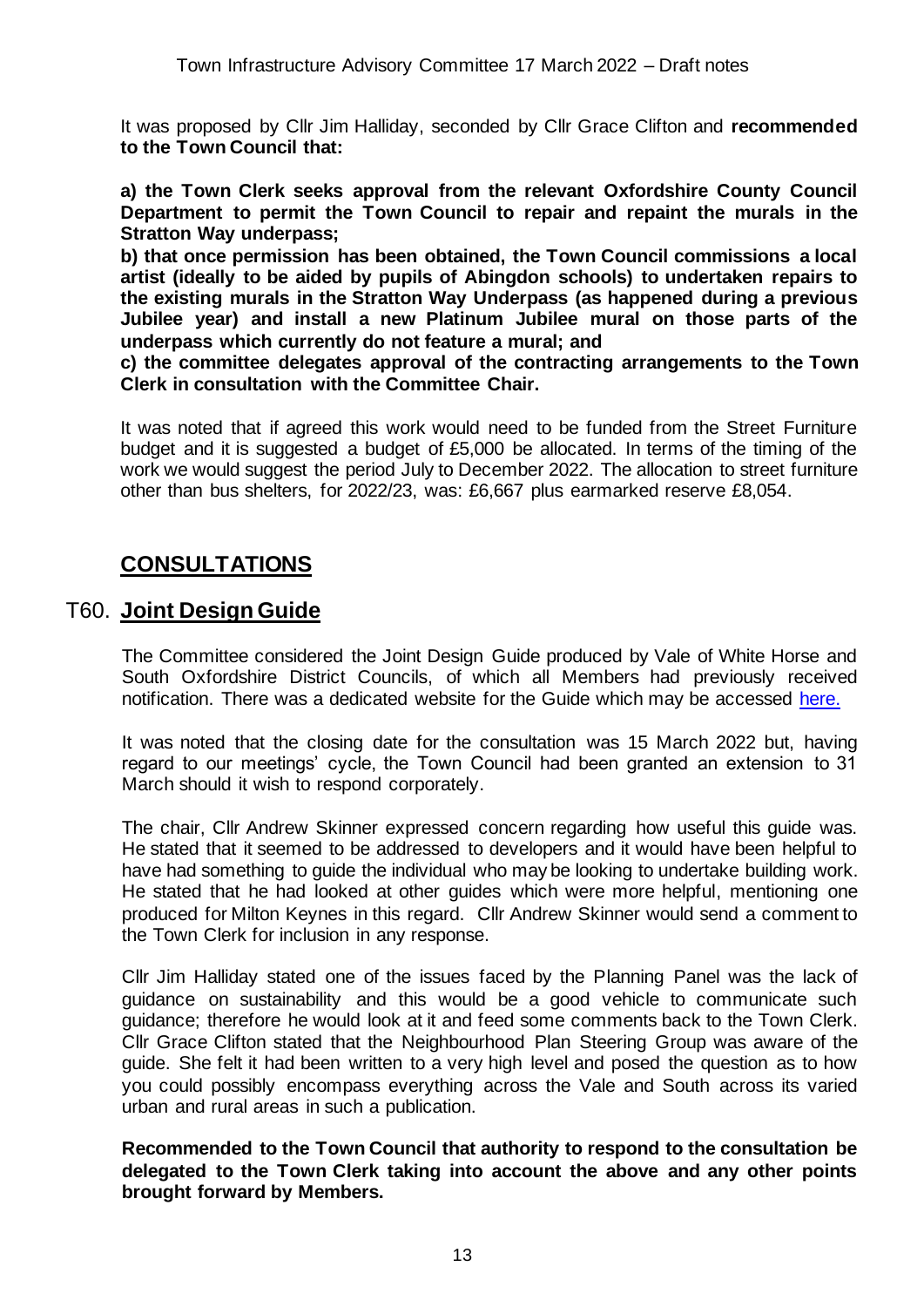It was proposed by Cllr Jim Halliday, seconded by Cllr Grace Clifton and **recommended to the Town Council that:**

**a) the Town Clerk seeks approval from the relevant Oxfordshire County Council Department to permit the Town Council to repair and repaint the murals in the Stratton Way underpass;**

**b) that once permission has been obtained, the Town Council commissions a local artist (ideally to be aided by pupils of Abingdon schools) to undertaken repairs to the existing murals in the Stratton Way Underpass (as happened during a previous Jubilee year) and install a new Platinum Jubilee mural on those parts of the underpass which currently do not feature a mural; and**

**c) the committee delegates approval of the contracting arrangements to the Town Clerk in consultation with the Committee Chair.**

It was noted that if agreed this work would need to be funded from the Street Furniture budget and it is suggested a budget of £5,000 be allocated. In terms of the timing of the work we would suggest the period July to December 2022. The allocation to street furniture other than bus shelters, for 2022/23, was: £6,667 plus earmarked reserve £8,054.

## CONSULTATIONS

### T60. Joint Design Guide

The Committee considered the Joint Design Guide produced by Vale of White Horse and South Oxfordshire District Councils, of which all Members had previously received notification. There was a dedicated website for the Guide which may be accessed here.

It was noted that the closing date for the consultation was 15 March 2022 but, having regard to our meetings' cycle, the Town Council had been granted an extension to 31 March should it wish to respond corporately.

The chair, Cllr Andrew Skinner expressed concern regarding how useful this guide was. He stated that it seemed to be addressed to developers and it would have been helpful to have had something to guide the individual who may be looking to undertake building work. He stated that he had looked at other guides which were more helpful, mentioning one produced for Milton Keynes in this regard. Cllr Andrew Skinner would send a comment to the Town Clerk for inclusion in any response.

Cllr Jim Halliday stated one of the issues faced by the Planning Panel was the lack of guidance on sustainability and this would be a good vehicle to communicate such guidance; therefore he would look at it and feed some comments back to the Town Clerk. Cllr Grace Clifton stated that the Neighbourhood Plan Steering Group was aware of the guide. She felt it had been written to a very high level and posed the question as to how you could possibly encompass everything across the Vale and South across its varied urban and rural areas in such a publication.

**Recommended to the Town Council that authority to respond to the consultation be delegated to the Town Clerk taking into account the above and any other points brought forward by Members.**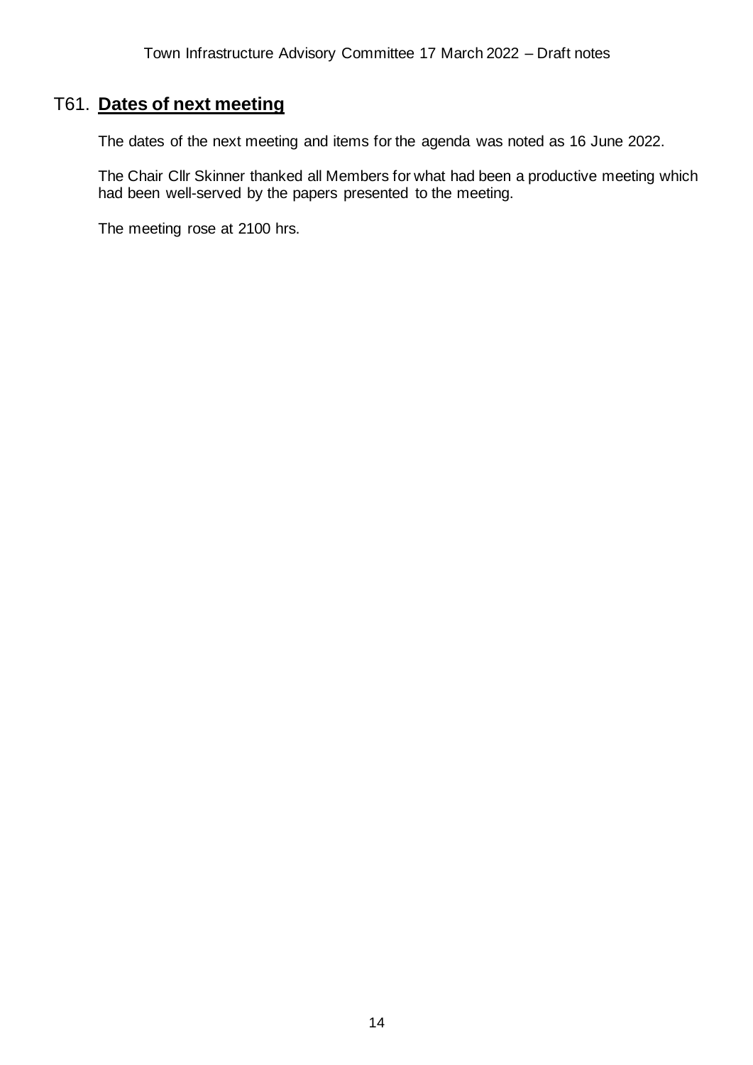## T61. **Dates of next meeting**

The dates of the next meeting and items for the agenda was noted as 16 June 2022.

The Chair Cllr Skinner thanked all Members for what had been a productive meeting which had been well-served by the papers presented to the meeting.

The meeting rose at 2100 hrs.